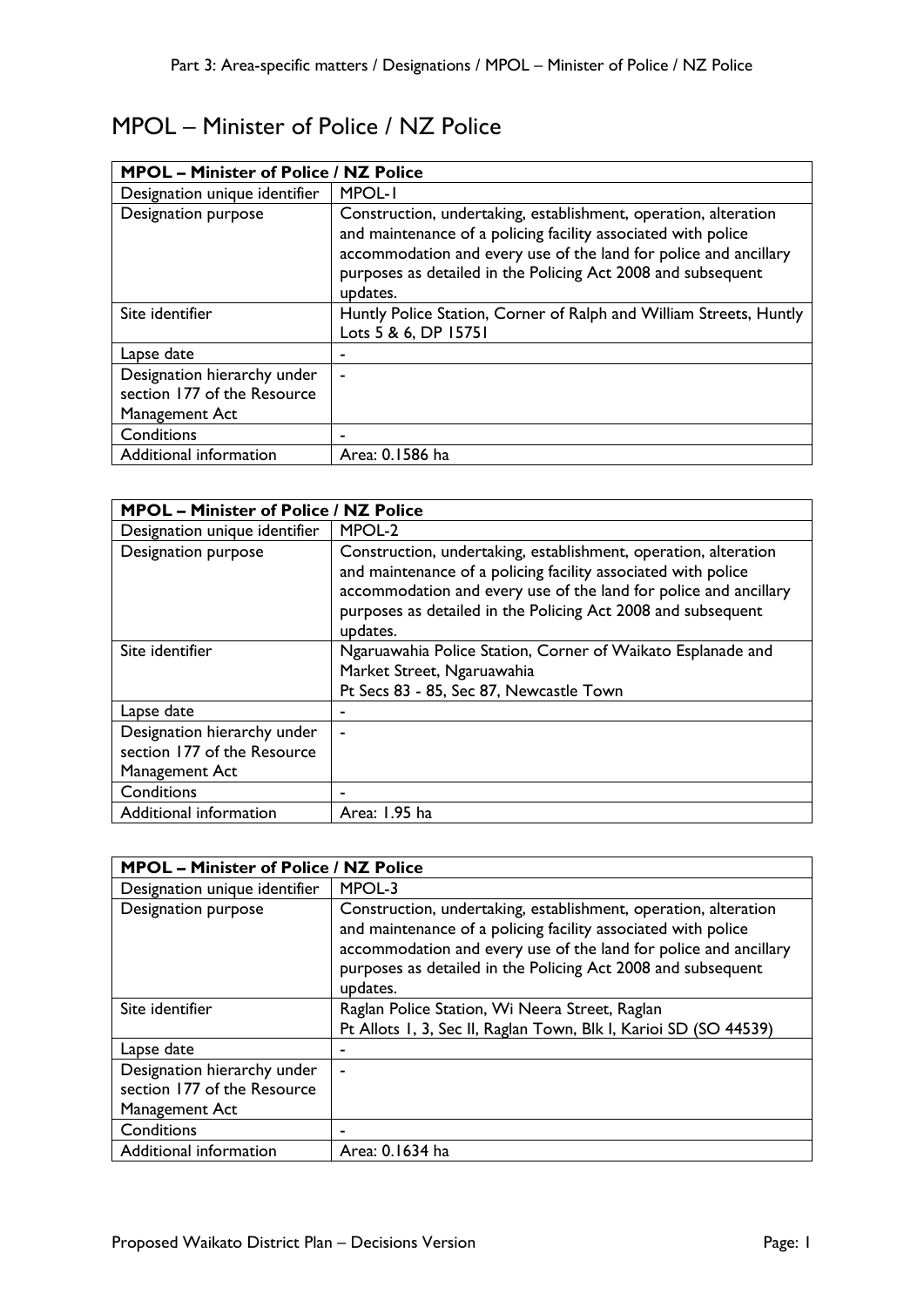# MPOL – Minister of Police / NZ Police

| MPOL – Minister of Police / NZ Police | |
|---|---|
| Designation unique identifier | MPOL-1 |
| Designation purpose | Construction, undertaking, establishment, operation, alteration and maintenance of a policing facility associated with police accommodation and every use of the land for police and ancillary purposes as detailed in the Policing Act 2008 and subsequent updates. |
| Site identifier | Huntly Police Station, Corner of Ralph and William Streets, Huntly<br>Lots 5 & 6, DP 15751 |
| Lapse date | - |
| Designation hierarchy under section 177 of the Resource Management Act | - |
| Conditions | - |
| Additional information | Area: 0.1586 ha |

| MPOL – Minister of Police / NZ Police | |
|---|---|
| Designation unique identifier | MPOL-2 |
| Designation purpose | Construction, undertaking, establishment, operation, alteration and maintenance of a policing facility associated with police accommodation and every use of the land for police and ancillary purposes as detailed in the Policing Act 2008 and subsequent updates. |
| Site identifier | Ngaruawahia Police Station, Corner of Waikato Esplanade and Market Street, Ngaruawahia<br>Pt Secs 83 - 85, Sec 87, Newcastle Town |
| Lapse date | - |
| Designation hierarchy under section 177 of the Resource Management Act | - |
| Conditions | - |
| Additional information | Area: 1.95 ha |

| MPOL – Minister of Police / NZ Police | |
|---|---|
| Designation unique identifier | MPOL-3 |
| Designation purpose | Construction, undertaking, establishment, operation, alteration and maintenance of a policing facility associated with police accommodation and every use of the land for police and ancillary purposes as detailed in the Policing Act 2008 and subsequent updates. |
| Site identifier | Raglan Police Station, Wi Neera Street, Raglan<br>Pt Allots 1, 3, Sec II, Raglan Town, Blk I, Karioi SD (SO 44539) |
| Lapse date | - |
| Designation hierarchy under section 177 of the Resource Management Act | - |
| Conditions | - |
| Additional information | Area: 0.1634 ha |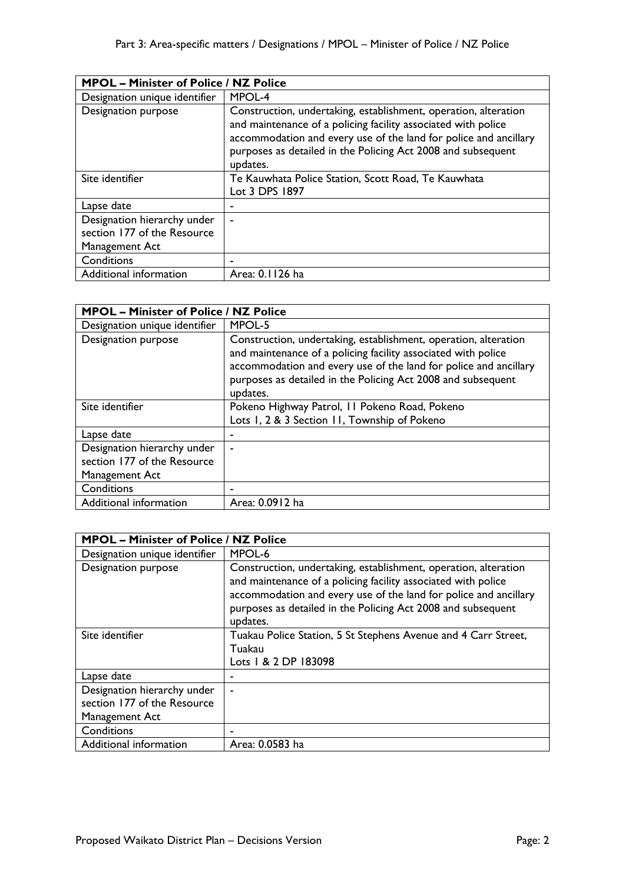| MPOL – Minister of Police / NZ Police | |
|---|---|
| Designation unique identifier | MPOL-4 |
| Designation purpose | Construction, undertaking, establishment, operation, alteration and maintenance of a policing facility associated with police accommodation and every use of the land for police and ancillary purposes as detailed in the Policing Act 2008 and subsequent updates. |
| Site identifier | Te Kauwhata Police Station, Scott Road, Te Kauwhata<br>Lot 3 DPS 1897 |
| Lapse date | - |
| Designation hierarchy under section 177 of the Resource Management Act | - |
| Conditions | - |
| Additional information | Area: 0.1126 ha |

| MPOL – Minister of Police / NZ Police | |
|---|---|
| Designation unique identifier | MPOL-5 |
| Designation purpose | Construction, undertaking, establishment, operation, alteration and maintenance of a policing facility associated with police accommodation and every use of the land for police and ancillary purposes as detailed in the Policing Act 2008 and subsequent updates. |
| Site identifier | Pokeno Highway Patrol, 11 Pokeno Road, Pokeno<br>Lots 1, 2 & 3 Section 11, Township of Pokeno |
| Lapse date | - |
| Designation hierarchy under section 177 of the Resource Management Act | - |
| Conditions | - |
| Additional information | Area: 0.0912 ha |

| MPOL – Minister of Police / NZ Police | |
|---|---|
| Designation unique identifier | MPOL-6 |
| Designation purpose | Construction, undertaking, establishment, operation, alteration and maintenance of a policing facility associated with police accommodation and every use of the land for police and ancillary purposes as detailed in the Policing Act 2008 and subsequent updates. |
| Site identifier | Tuakau Police Station, 5 St Stephens Avenue and 4 Carr Street, Tuakau<br>Lots 1 & 2 DP 183098 |
| Lapse date | - |
| Designation hierarchy under section 177 of the Resource Management Act | - |
| Conditions | - |
| Additional information | Area: 0.0583 ha |